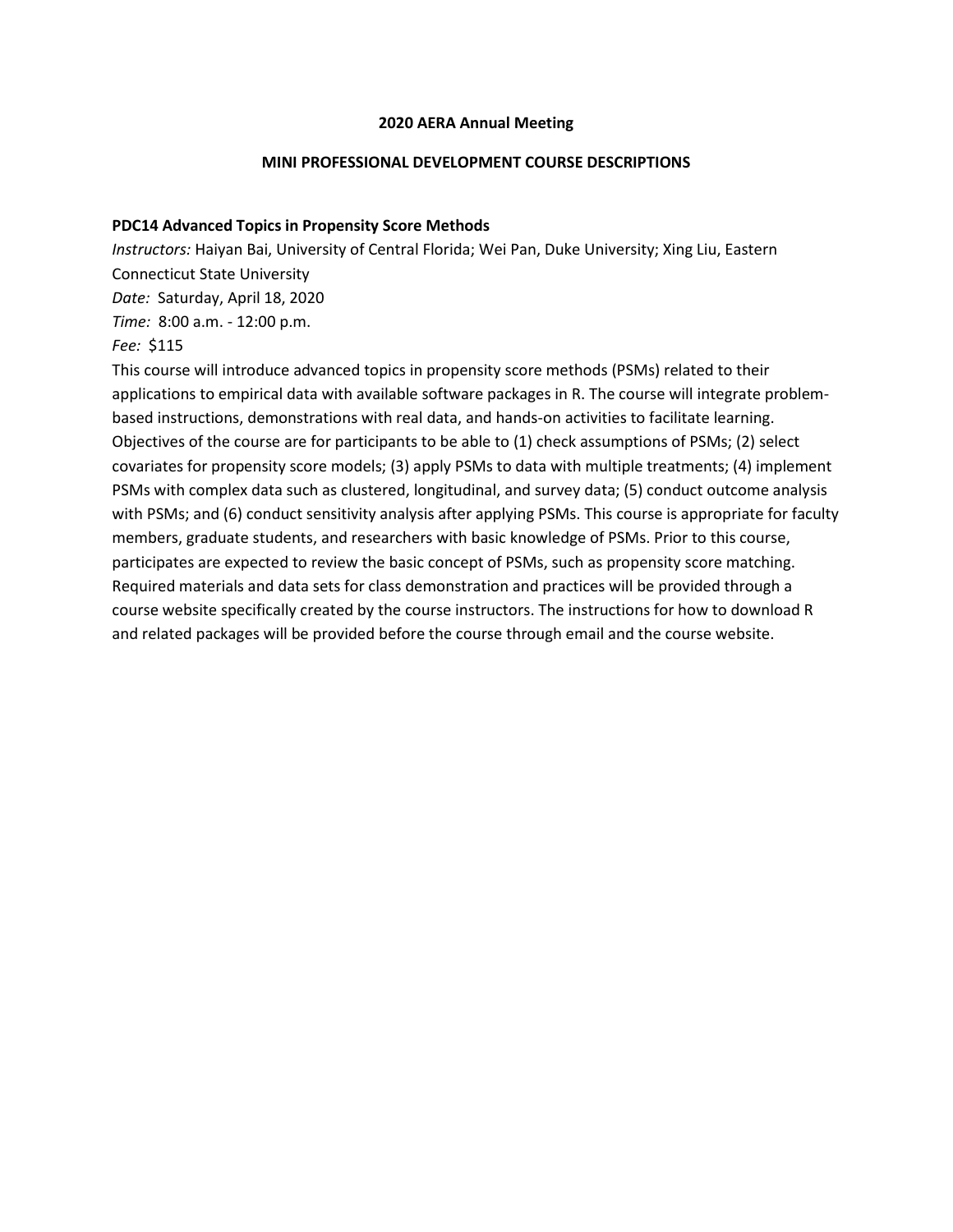# 2020 AERA Annual Meeting

## MINI PROFESSIONAL DEVELOPMENT COURSE DESCRIPTIONS

### PDC14 Advanced Topics in Propensity Score Methods

*Instructors:* Haiyan Bai, University of Central Florida; Wei Pan, Duke University; Xing Liu, Eastern Connecticut State University

*Date:* Saturday, April 18, 2020

*Time:* 8:00 a.m. - 12:00 p.m.

*Fee:* $115

This course will introduce advanced topics in propensity score methods (PSMs) related to their applications to empirical data with available software packages in R. The course will integrate problem-based instructions, demonstrations with real data, and hands-on activities to facilitate learning. Objectives of the course are for participants to be able to (1) check assumptions of PSMs; (2) select covariates for propensity score models; (3) apply PSMs to data with multiple treatments; (4) implement PSMs with complex data such as clustered, longitudinal, and survey data; (5) conduct outcome analysis with PSMs; and (6) conduct sensitivity analysis after applying PSMs. This course is appropriate for faculty members, graduate students, and researchers with basic knowledge of PSMs. Prior to this course, participates are expected to review the basic concept of PSMs, such as propensity score matching. Required materials and data sets for class demonstration and practices will be provided through a course website specifically created by the course instructors. The instructions for how to download R and related packages will be provided before the course through email and the course website.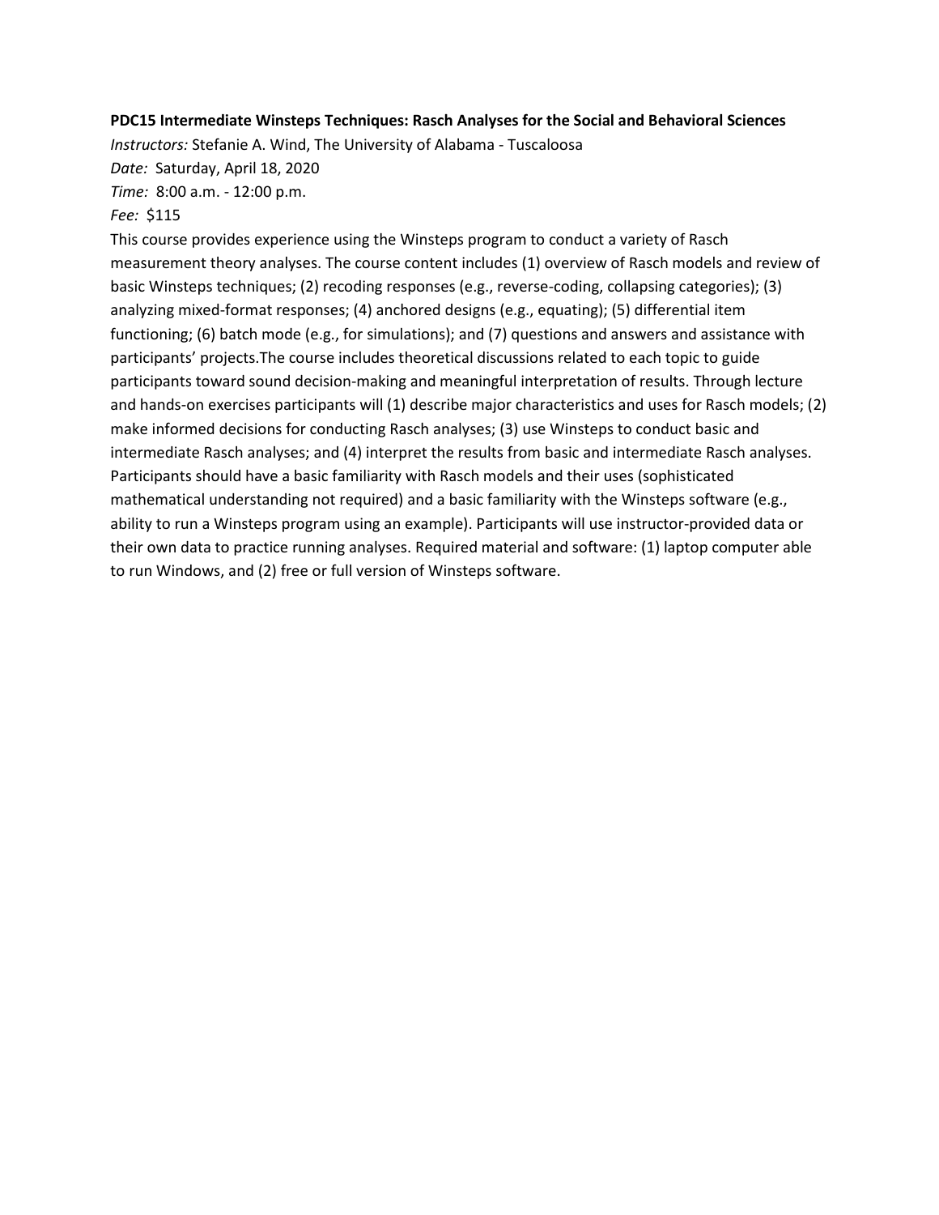**PDC15 Intermediate Winsteps Techniques: Rasch Analyses for the Social and Behavioral Sciences**

*Instructors:* Stefanie A. Wind, The University of Alabama - Tuscaloosa

*Date:* Saturday, April 18, 2020

*Time:* 8:00 a.m. - 12:00 p.m.

*Fee:* $115

This course provides experience using the Winsteps program to conduct a variety of Rasch measurement theory analyses. The course content includes (1) overview of Rasch models and review of basic Winsteps techniques; (2) recoding responses (e.g., reverse-coding, collapsing categories); (3) analyzing mixed-format responses; (4) anchored designs (e.g., equating); (5) differential item functioning; (6) batch mode (e.g., for simulations); and (7) questions and answers and assistance with participants' projects.The course includes theoretical discussions related to each topic to guide participants toward sound decision-making and meaningful interpretation of results. Through lecture and hands-on exercises participants will (1) describe major characteristics and uses for Rasch models; (2) make informed decisions for conducting Rasch analyses; (3) use Winsteps to conduct basic and intermediate Rasch analyses; and (4) interpret the results from basic and intermediate Rasch analyses. Participants should have a basic familiarity with Rasch models and their uses (sophisticated mathematical understanding not required) and a basic familiarity with the Winsteps software (e.g., ability to run a Winsteps program using an example). Participants will use instructor-provided data or their own data to practice running analyses. Required material and software: (1) laptop computer able to run Windows, and (2) free or full version of Winsteps software.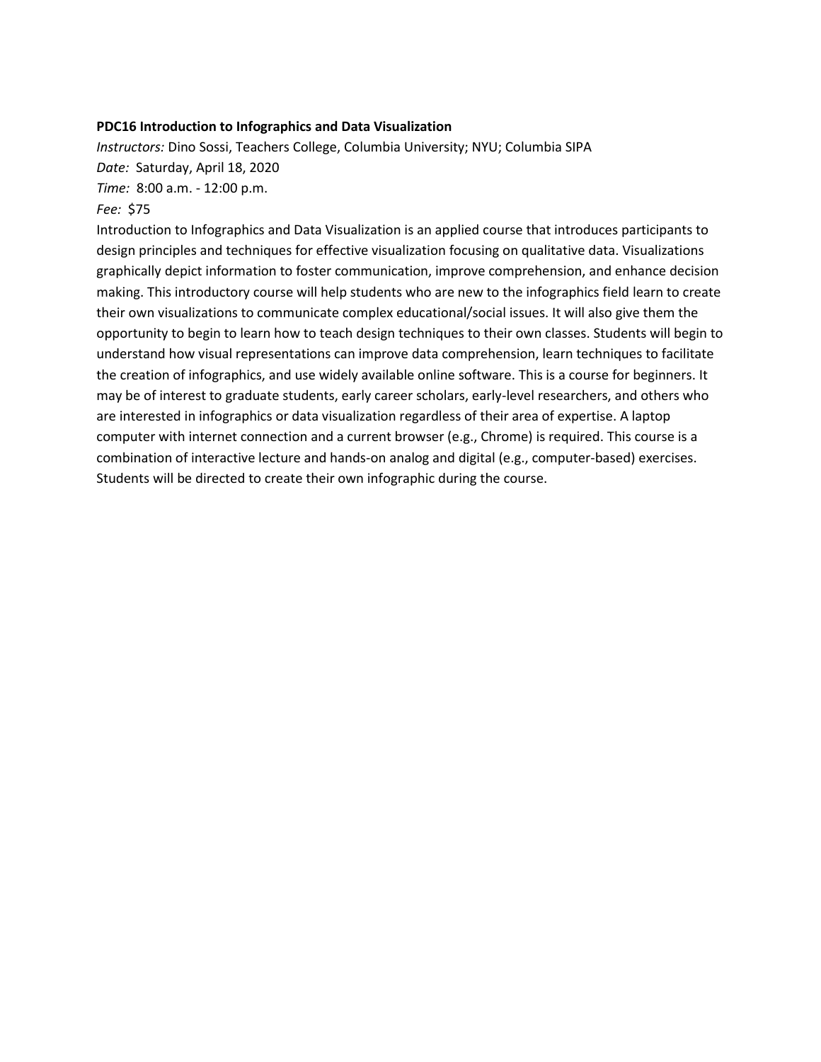**PDC16 Introduction to Infographics and Data Visualization**

*Instructors:* Dino Sossi, Teachers College, Columbia University; NYU; Columbia SIPA

*Date:* Saturday, April 18, 2020

*Time:* 8:00 a.m. - 12:00 p.m.

*Fee:* $75

Introduction to Infographics and Data Visualization is an applied course that introduces participants to design principles and techniques for effective visualization focusing on qualitative data. Visualizations graphically depict information to foster communication, improve comprehension, and enhance decision making. This introductory course will help students who are new to the infographics field learn to create their own visualizations to communicate complex educational/social issues. It will also give them the opportunity to begin to learn how to teach design techniques to their own classes. Students will begin to understand how visual representations can improve data comprehension, learn techniques to facilitate the creation of infographics, and use widely available online software. This is a course for beginners. It may be of interest to graduate students, early career scholars, early-level researchers, and others who are interested in infographics or data visualization regardless of their area of expertise. A laptop computer with internet connection and a current browser (e.g., Chrome) is required. This course is a combination of interactive lecture and hands-on analog and digital (e.g., computer-based) exercises. Students will be directed to create their own infographic during the course.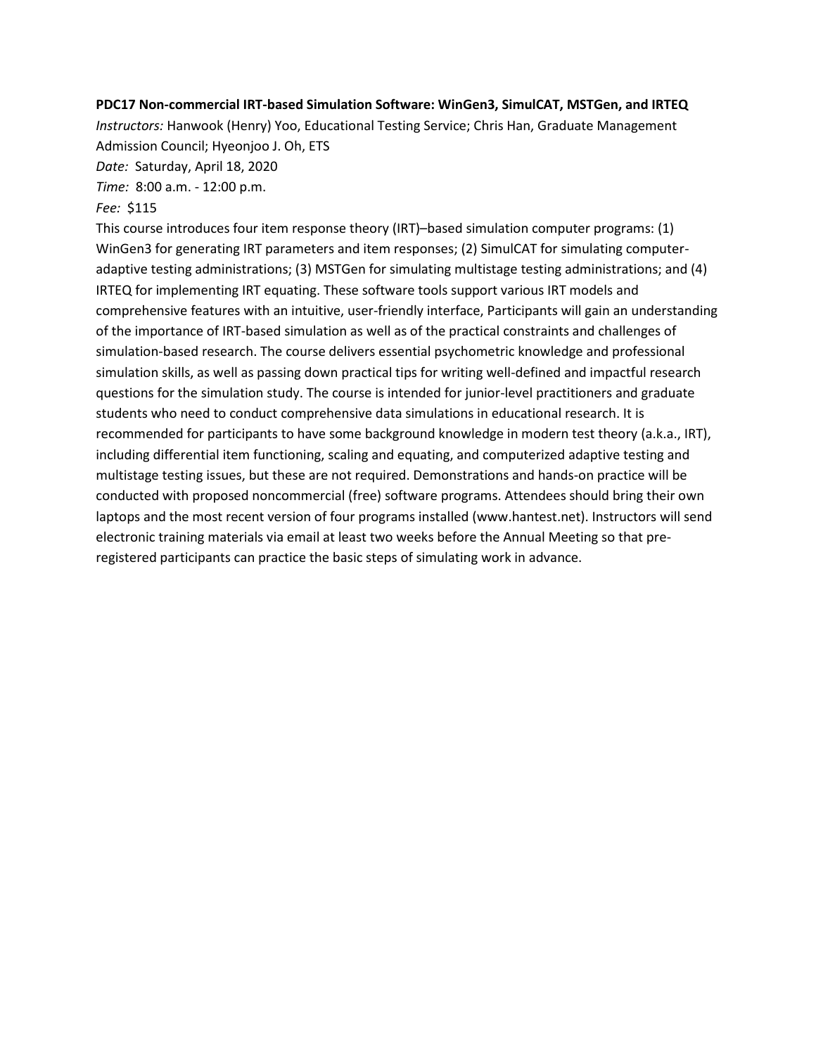**PDC17 Non-commercial IRT-based Simulation Software: WinGen3, SimulCAT, MSTGen, and IRTEQ**

*Instructors:* Hanwook (Henry) Yoo, Educational Testing Service; Chris Han, Graduate Management Admission Council; Hyeonjoo J. Oh, ETS

*Date:* Saturday, April 18, 2020

*Time:* 8:00 a.m. - 12:00 p.m.

*Fee:* $115

This course introduces four item response theory (IRT)–based simulation computer programs: (1) WinGen3 for generating IRT parameters and item responses; (2) SimulCAT for simulating computer-adaptive testing administrations; (3) MSTGen for simulating multistage testing administrations; and (4) IRTEQ for implementing IRT equating. These software tools support various IRT models and comprehensive features with an intuitive, user-friendly interface, Participants will gain an understanding of the importance of IRT-based simulation as well as of the practical constraints and challenges of simulation-based research. The course delivers essential psychometric knowledge and professional simulation skills, as well as passing down practical tips for writing well-defined and impactful research questions for the simulation study. The course is intended for junior-level practitioners and graduate students who need to conduct comprehensive data simulations in educational research. It is recommended for participants to have some background knowledge in modern test theory (a.k.a., IRT), including differential item functioning, scaling and equating, and computerized adaptive testing and multistage testing issues, but these are not required. Demonstrations and hands-on practice will be conducted with proposed noncommercial (free) software programs. Attendees should bring their own laptops and the most recent version of four programs installed (www.hantest.net). Instructors will send electronic training materials via email at least two weeks before the Annual Meeting so that pre-registered participants can practice the basic steps of simulating work in advance.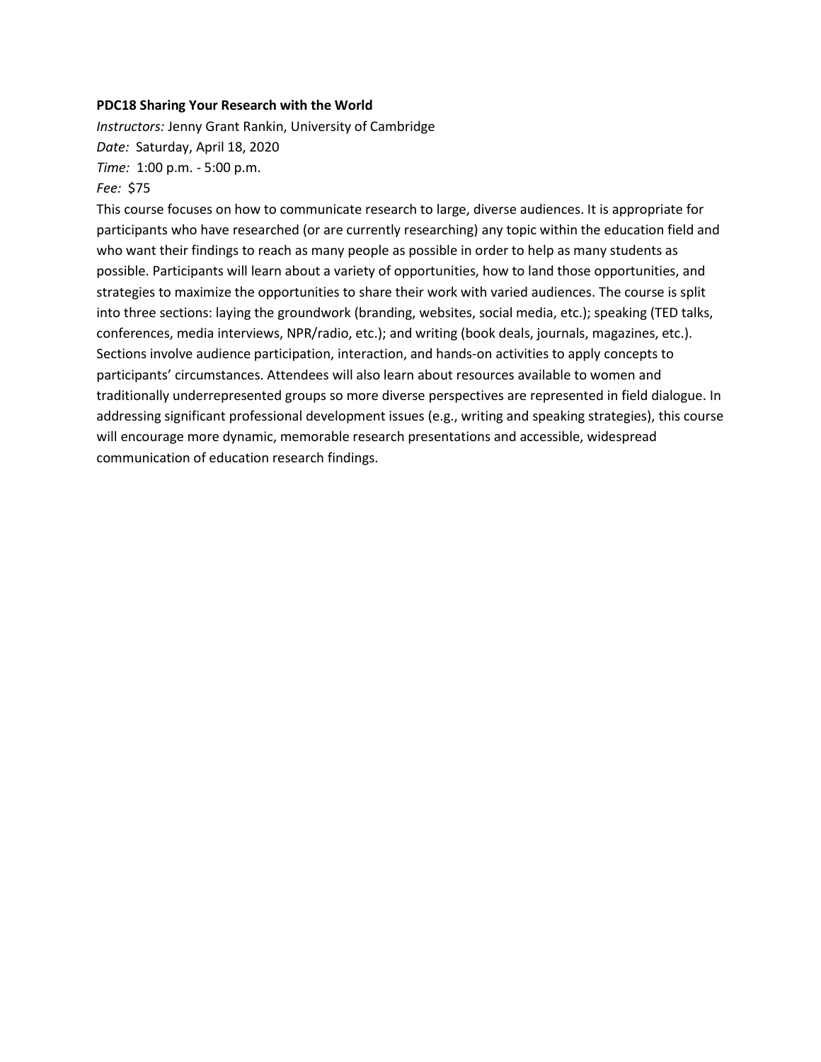**PDC18 Sharing Your Research with the World**

*Instructors:* Jenny Grant Rankin, University of Cambridge

*Date:* Saturday, April 18, 2020

*Time:* 1:00 p.m. - 5:00 p.m.

*Fee:* $75

This course focuses on how to communicate research to large, diverse audiences. It is appropriate for participants who have researched (or are currently researching) any topic within the education field and who want their findings to reach as many people as possible in order to help as many students as possible. Participants will learn about a variety of opportunities, how to land those opportunities, and strategies to maximize the opportunities to share their work with varied audiences. The course is split into three sections: laying the groundwork (branding, websites, social media, etc.); speaking (TED talks, conferences, media interviews, NPR/radio, etc.); and writing (book deals, journals, magazines, etc.). Sections involve audience participation, interaction, and hands-on activities to apply concepts to participants' circumstances. Attendees will also learn about resources available to women and traditionally underrepresented groups so more diverse perspectives are represented in field dialogue. In addressing significant professional development issues (e.g., writing and speaking strategies), this course will encourage more dynamic, memorable research presentations and accessible, widespread communication of education research findings.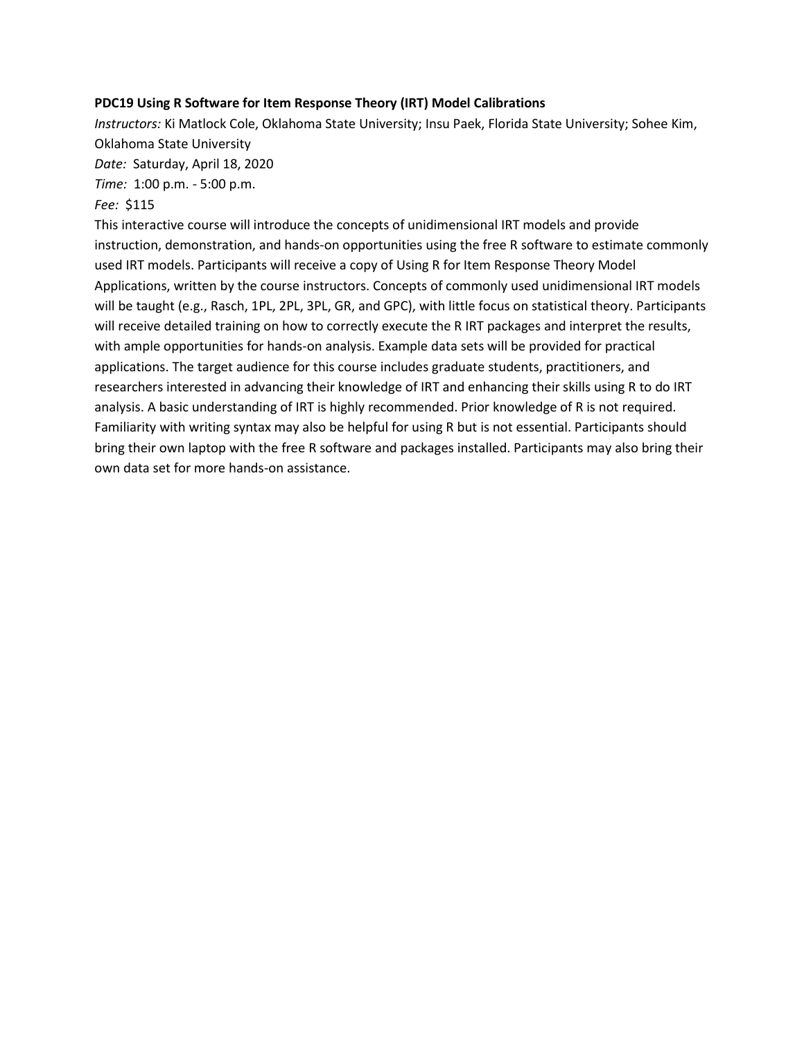**PDC19 Using R Software for Item Response Theory (IRT) Model Calibrations**

*Instructors:* Ki Matlock Cole, Oklahoma State University; Insu Paek, Florida State University; Sohee Kim, Oklahoma State University

*Date:* Saturday, April 18, 2020

*Time:* 1:00 p.m. - 5:00 p.m.

*Fee:* $115

This interactive course will introduce the concepts of unidimensional IRT models and provide instruction, demonstration, and hands-on opportunities using the free R software to estimate commonly used IRT models. Participants will receive a copy of Using R for Item Response Theory Model Applications, written by the course instructors. Concepts of commonly used unidimensional IRT models will be taught (e.g., Rasch, 1PL, 2PL, 3PL, GR, and GPC), with little focus on statistical theory. Participants will receive detailed training on how to correctly execute the R IRT packages and interpret the results, with ample opportunities for hands-on analysis. Example data sets will be provided for practical applications. The target audience for this course includes graduate students, practitioners, and researchers interested in advancing their knowledge of IRT and enhancing their skills using R to do IRT analysis. A basic understanding of IRT is highly recommended. Prior knowledge of R is not required. Familiarity with writing syntax may also be helpful for using R but is not essential. Participants should bring their own laptop with the free R software and packages installed. Participants may also bring their own data set for more hands-on assistance.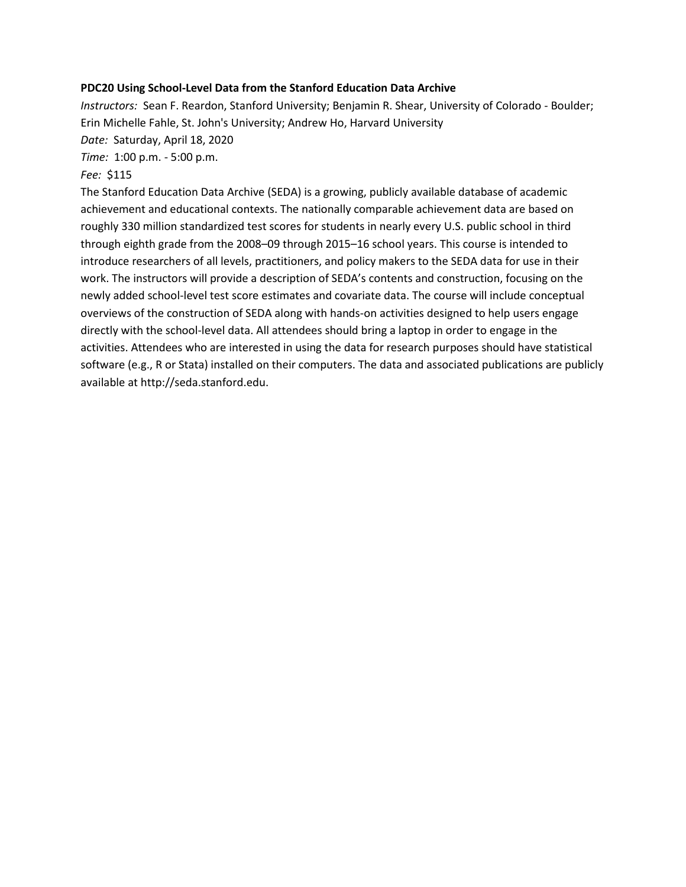**PDC20 Using School-Level Data from the Stanford Education Data Archive**

*Instructors:* Sean F. Reardon, Stanford University; Benjamin R. Shear, University of Colorado - Boulder; Erin Michelle Fahle, St. John's University; Andrew Ho, Harvard University

*Date:* Saturday, April 18, 2020

*Time:* 1:00 p.m. - 5:00 p.m.

*Fee:* $115

The Stanford Education Data Archive (SEDA) is a growing, publicly available database of academic achievement and educational contexts. The nationally comparable achievement data are based on roughly 330 million standardized test scores for students in nearly every U.S. public school in third through eighth grade from the 2008–09 through 2015–16 school years. This course is intended to introduce researchers of all levels, practitioners, and policy makers to the SEDA data for use in their work. The instructors will provide a description of SEDA's contents and construction, focusing on the newly added school-level test score estimates and covariate data. The course will include conceptual overviews of the construction of SEDA along with hands-on activities designed to help users engage directly with the school-level data. All attendees should bring a laptop in order to engage in the activities. Attendees who are interested in using the data for research purposes should have statistical software (e.g., R or Stata) installed on their computers. The data and associated publications are publicly available at http://seda.stanford.edu.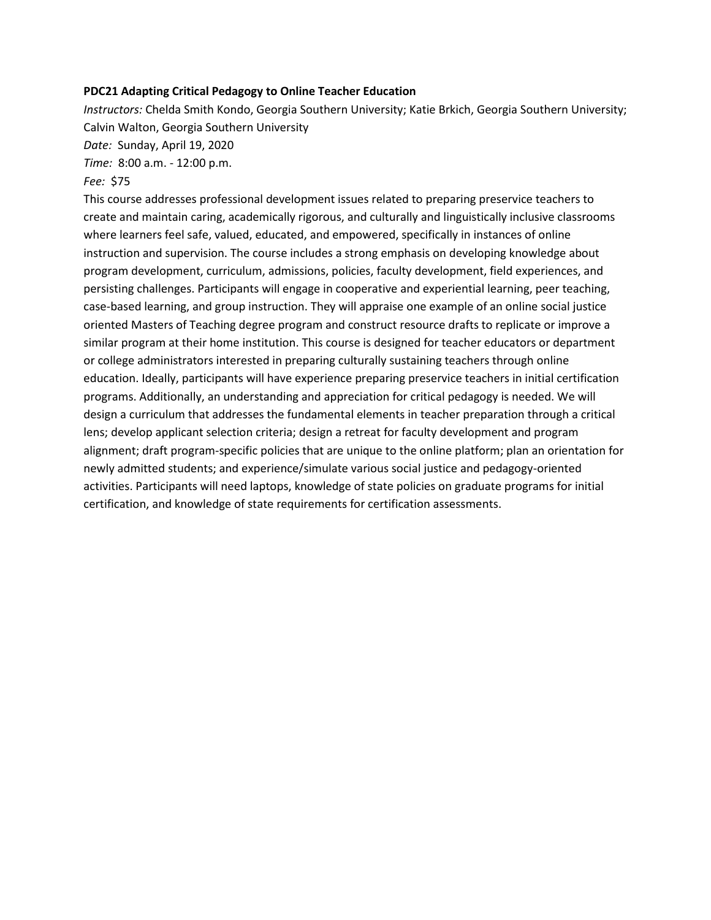**PDC21 Adapting Critical Pedagogy to Online Teacher Education**

*Instructors:* Chelda Smith Kondo, Georgia Southern University; Katie Brkich, Georgia Southern University; Calvin Walton, Georgia Southern University

*Date:* Sunday, April 19, 2020

*Time:* 8:00 a.m. - 12:00 p.m.

*Fee:* $75

This course addresses professional development issues related to preparing preservice teachers to create and maintain caring, academically rigorous, and culturally and linguistically inclusive classrooms where learners feel safe, valued, educated, and empowered, specifically in instances of online instruction and supervision. The course includes a strong emphasis on developing knowledge about program development, curriculum, admissions, policies, faculty development, field experiences, and persisting challenges. Participants will engage in cooperative and experiential learning, peer teaching, case-based learning, and group instruction. They will appraise one example of an online social justice oriented Masters of Teaching degree program and construct resource drafts to replicate or improve a similar program at their home institution. This course is designed for teacher educators or department or college administrators interested in preparing culturally sustaining teachers through online education. Ideally, participants will have experience preparing preservice teachers in initial certification programs. Additionally, an understanding and appreciation for critical pedagogy is needed. We will design a curriculum that addresses the fundamental elements in teacher preparation through a critical lens; develop applicant selection criteria; design a retreat for faculty development and program alignment; draft program-specific policies that are unique to the online platform; plan an orientation for newly admitted students; and experience/simulate various social justice and pedagogy-oriented activities. Participants will need laptops, knowledge of state policies on graduate programs for initial certification, and knowledge of state requirements for certification assessments.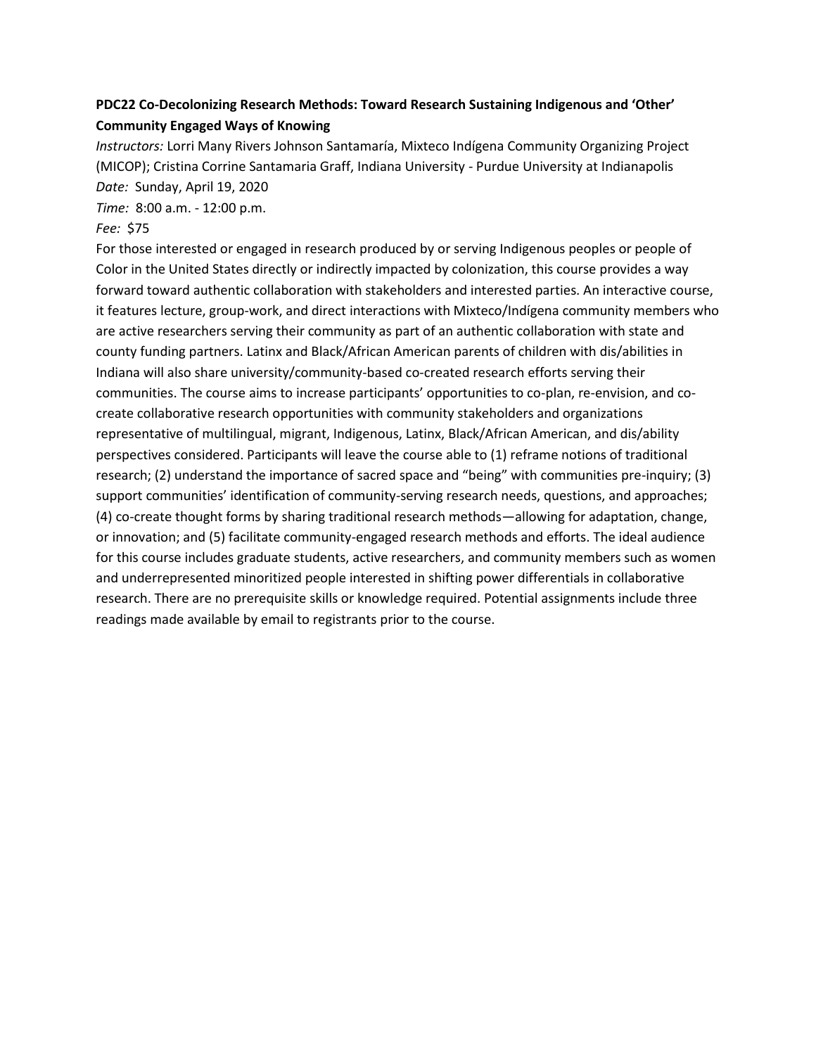**PDC22 Co-Decolonizing Research Methods: Toward Research Sustaining Indigenous and 'Other' Community Engaged Ways of Knowing**

*Instructors:* Lorri Many Rivers Johnson Santamaría, Mixteco Indígena Community Organizing Project (MICOP); Cristina Corrine Santamaria Graff, Indiana University - Purdue University at Indianapolis
*Date:* Sunday, April 19, 2020
*Time:* 8:00 a.m. - 12:00 p.m.
*Fee:* $75

For those interested or engaged in research produced by or serving Indigenous peoples or people of Color in the United States directly or indirectly impacted by colonization, this course provides a way forward toward authentic collaboration with stakeholders and interested parties. An interactive course, it features lecture, group-work, and direct interactions with Mixteco/Indígena community members who are active researchers serving their community as part of an authentic collaboration with state and county funding partners. Latinx and Black/African American parents of children with dis/abilities in Indiana will also share university/community-based co-created research efforts serving their communities. The course aims to increase participants' opportunities to co-plan, re-envision, and co-create collaborative research opportunities with community stakeholders and organizations representative of multilingual, migrant, Indigenous, Latinx, Black/African American, and dis/ability perspectives considered. Participants will leave the course able to (1) reframe notions of traditional research; (2) understand the importance of sacred space and "being" with communities pre-inquiry; (3) support communities' identification of community-serving research needs, questions, and approaches; (4) co-create thought forms by sharing traditional research methods—allowing for adaptation, change, or innovation; and (5) facilitate community-engaged research methods and efforts. The ideal audience for this course includes graduate students, active researchers, and community members such as women and underrepresented minoritized people interested in shifting power differentials in collaborative research. There are no prerequisite skills or knowledge required. Potential assignments include three readings made available by email to registrants prior to the course.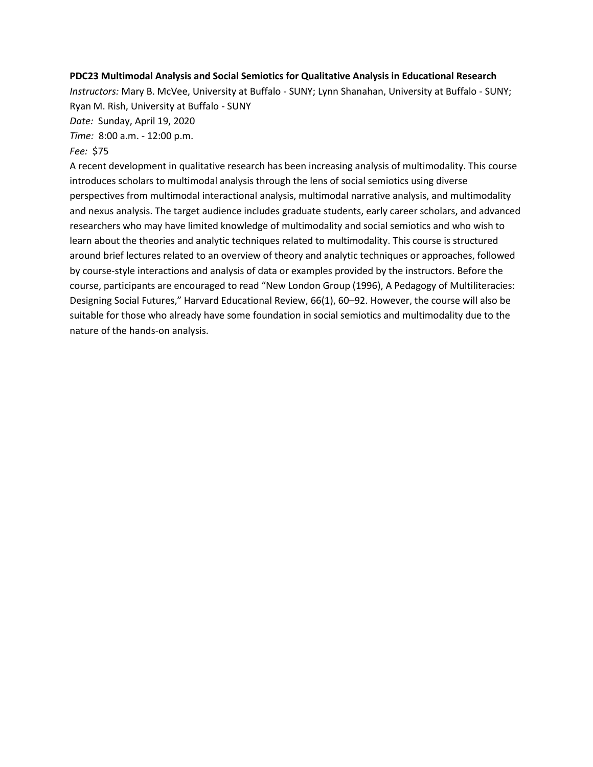**PDC23 Multimodal Analysis and Social Semiotics for Qualitative Analysis in Educational Research**

*Instructors:* Mary B. McVee, University at Buffalo - SUNY; Lynn Shanahan, University at Buffalo - SUNY; Ryan M. Rish, University at Buffalo - SUNY

*Date:* Sunday, April 19, 2020

*Time:* 8:00 a.m. - 12:00 p.m.

*Fee:* $75

A recent development in qualitative research has been increasing analysis of multimodality. This course introduces scholars to multimodal analysis through the lens of social semiotics using diverse perspectives from multimodal interactional analysis, multimodal narrative analysis, and multimodality and nexus analysis. The target audience includes graduate students, early career scholars, and advanced researchers who may have limited knowledge of multimodality and social semiotics and who wish to learn about the theories and analytic techniques related to multimodality. This course is structured around brief lectures related to an overview of theory and analytic techniques or approaches, followed by course-style interactions and analysis of data or examples provided by the instructors. Before the course, participants are encouraged to read "New London Group (1996), A Pedagogy of Multiliteracies: Designing Social Futures," Harvard Educational Review, 66(1), 60–92. However, the course will also be suitable for those who already have some foundation in social semiotics and multimodality due to the nature of the hands-on analysis.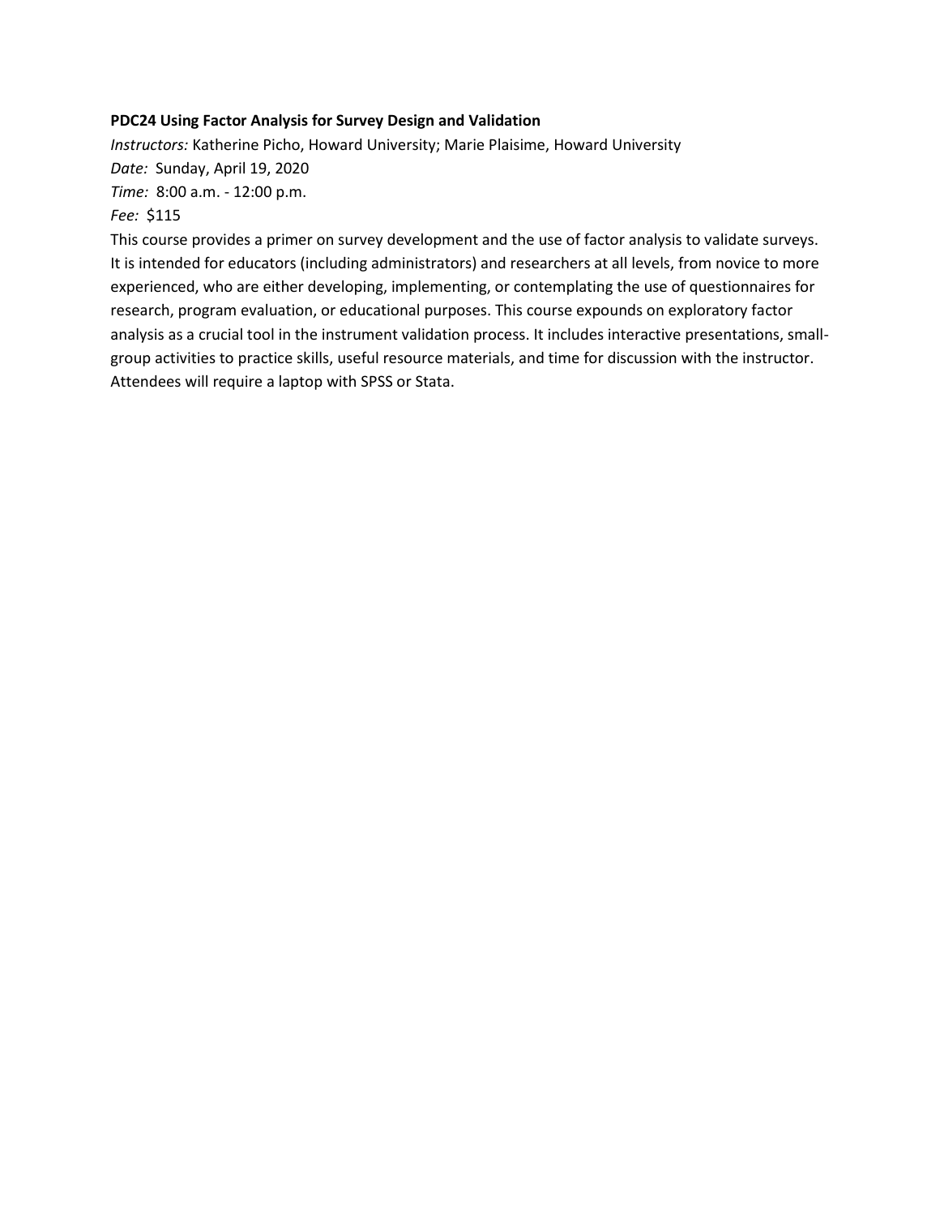**PDC24 Using Factor Analysis for Survey Design and Validation**

*Instructors:* Katherine Picho, Howard University; Marie Plaisime, Howard University

*Date:* Sunday, April 19, 2020

*Time:* 8:00 a.m. - 12:00 p.m.

*Fee:* $115

This course provides a primer on survey development and the use of factor analysis to validate surveys. It is intended for educators (including administrators) and researchers at all levels, from novice to more experienced, who are either developing, implementing, or contemplating the use of questionnaires for research, program evaluation, or educational purposes. This course expounds on exploratory factor analysis as a crucial tool in the instrument validation process. It includes interactive presentations, small-group activities to practice skills, useful resource materials, and time for discussion with the instructor. Attendees will require a laptop with SPSS or Stata.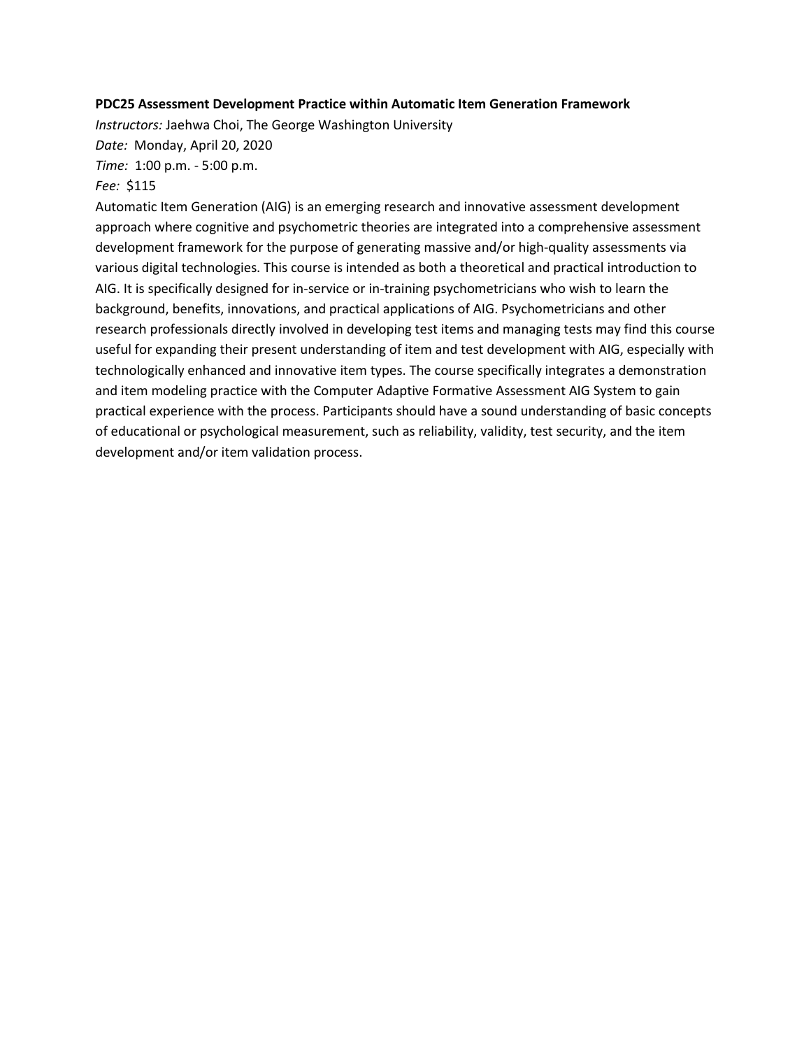**PDC25 Assessment Development Practice within Automatic Item Generation Framework**

*Instructors:* Jaehwa Choi, The George Washington University

*Date:* Monday, April 20, 2020

*Time:* 1:00 p.m. - 5:00 p.m.

*Fee:* $115

Automatic Item Generation (AIG) is an emerging research and innovative assessment development approach where cognitive and psychometric theories are integrated into a comprehensive assessment development framework for the purpose of generating massive and/or high-quality assessments via various digital technologies. This course is intended as both a theoretical and practical introduction to AIG. It is specifically designed for in-service or in-training psychometricians who wish to learn the background, benefits, innovations, and practical applications of AIG. Psychometricians and other research professionals directly involved in developing test items and managing tests may find this course useful for expanding their present understanding of item and test development with AIG, especially with technologically enhanced and innovative item types. The course specifically integrates a demonstration and item modeling practice with the Computer Adaptive Formative Assessment AIG System to gain practical experience with the process. Participants should have a sound understanding of basic concepts of educational or psychological measurement, such as reliability, validity, test security, and the item development and/or item validation process.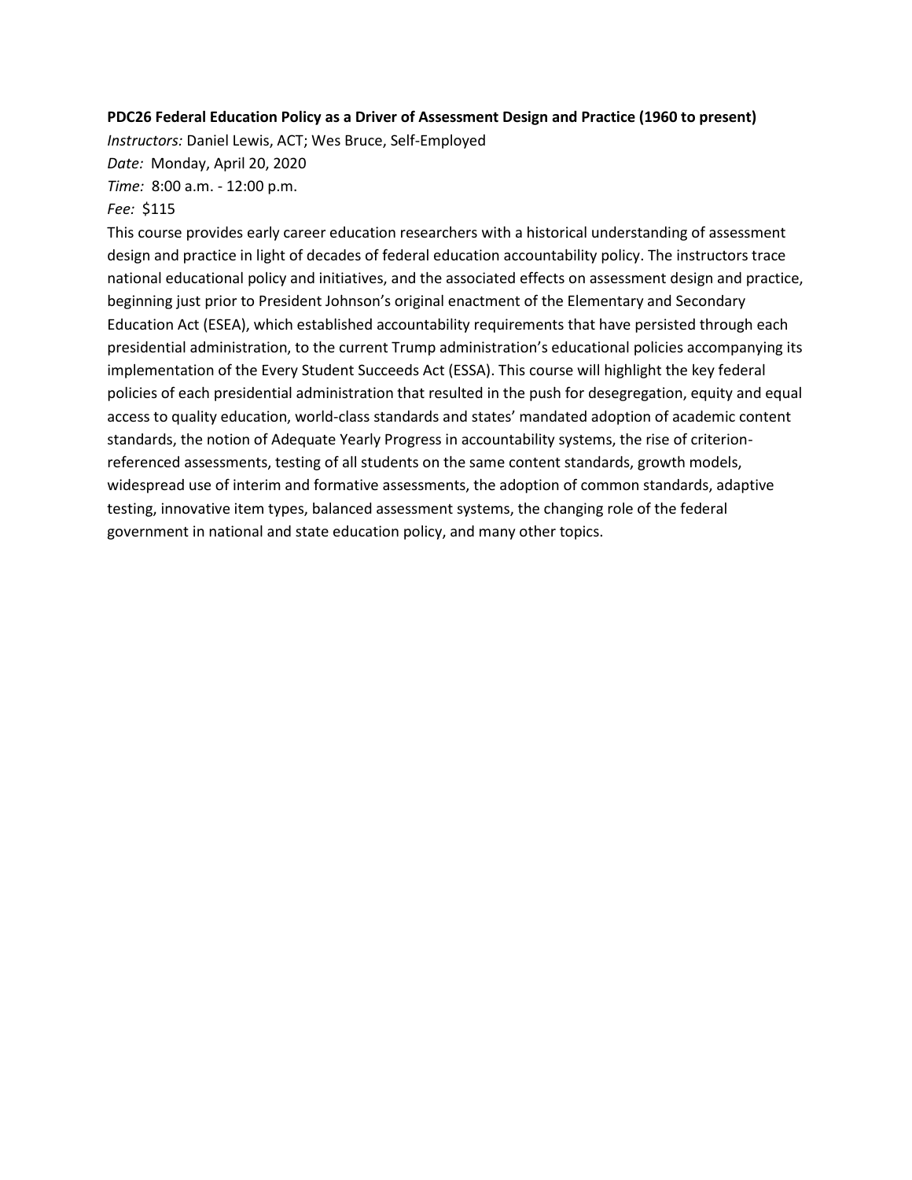**PDC26 Federal Education Policy as a Driver of Assessment Design and Practice (1960 to present)**

*Instructors:* Daniel Lewis, ACT; Wes Bruce, Self-Employed

*Date:* Monday, April 20, 2020

*Time:* 8:00 a.m. - 12:00 p.m.

*Fee:* $115

This course provides early career education researchers with a historical understanding of assessment design and practice in light of decades of federal education accountability policy. The instructors trace national educational policy and initiatives, and the associated effects on assessment design and practice, beginning just prior to President Johnson's original enactment of the Elementary and Secondary Education Act (ESEA), which established accountability requirements that have persisted through each presidential administration, to the current Trump administration's educational policies accompanying its implementation of the Every Student Succeeds Act (ESSA). This course will highlight the key federal policies of each presidential administration that resulted in the push for desegregation, equity and equal access to quality education, world-class standards and states' mandated adoption of academic content standards, the notion of Adequate Yearly Progress in accountability systems, the rise of criterion-referenced assessments, testing of all students on the same content standards, growth models, widespread use of interim and formative assessments, the adoption of common standards, adaptive testing, innovative item types, balanced assessment systems, the changing role of the federal government in national and state education policy, and many other topics.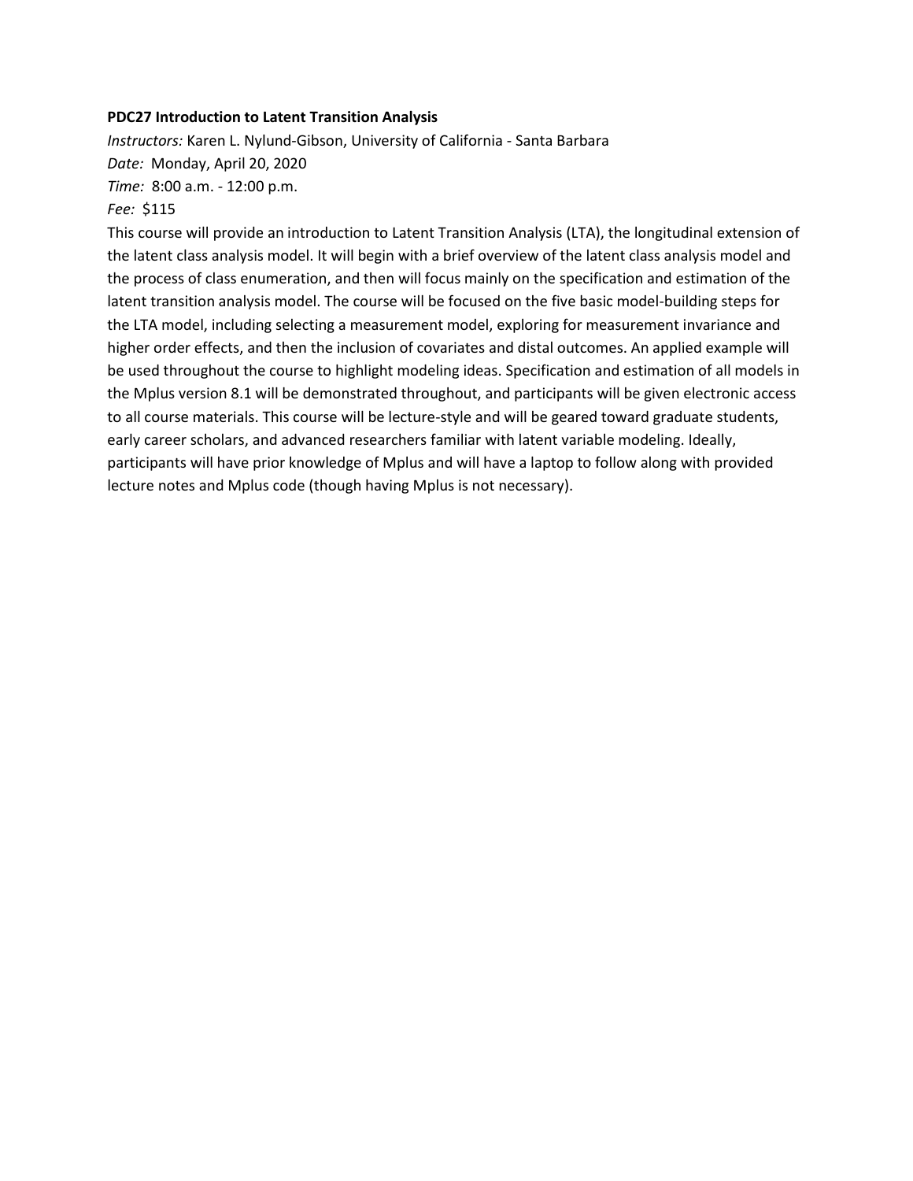**PDC27 Introduction to Latent Transition Analysis**

*Instructors:* Karen L. Nylund-Gibson, University of California - Santa Barbara

*Date:* Monday, April 20, 2020

*Time:* 8:00 a.m. - 12:00 p.m.

*Fee:* $115

This course will provide an introduction to Latent Transition Analysis (LTA), the longitudinal extension of the latent class analysis model. It will begin with a brief overview of the latent class analysis model and the process of class enumeration, and then will focus mainly on the specification and estimation of the latent transition analysis model. The course will be focused on the five basic model-building steps for the LTA model, including selecting a measurement model, exploring for measurement invariance and higher order effects, and then the inclusion of covariates and distal outcomes. An applied example will be used throughout the course to highlight modeling ideas. Specification and estimation of all models in the Mplus version 8.1 will be demonstrated throughout, and participants will be given electronic access to all course materials. This course will be lecture-style and will be geared toward graduate students, early career scholars, and advanced researchers familiar with latent variable modeling. Ideally, participants will have prior knowledge of Mplus and will have a laptop to follow along with provided lecture notes and Mplus code (though having Mplus is not necessary).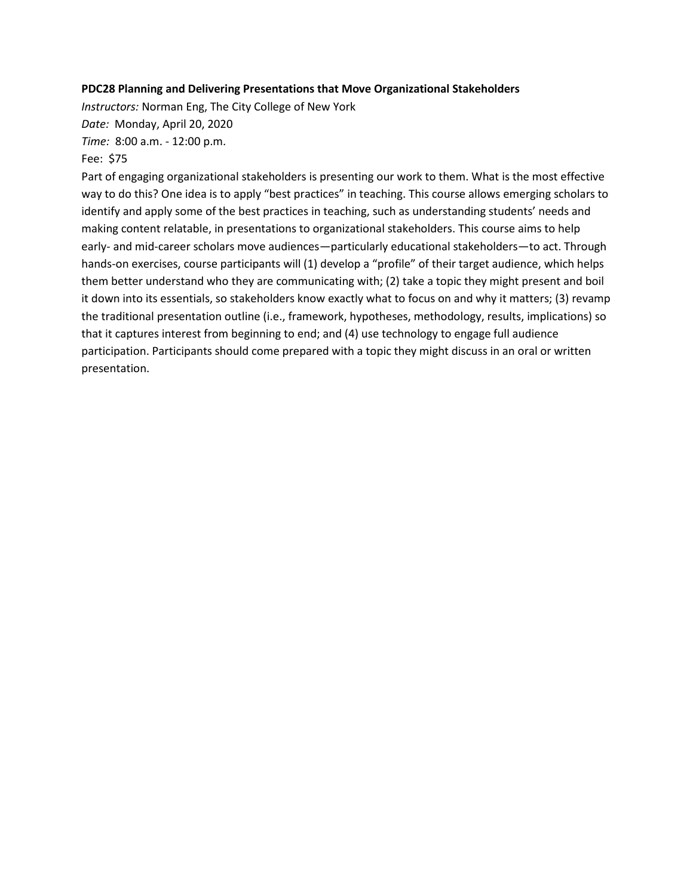**PDC28 Planning and Delivering Presentations that Move Organizational Stakeholders**

*Instructors:* Norman Eng, The City College of New York

*Date:* Monday, April 20, 2020

*Time:* 8:00 a.m. - 12:00 p.m.

Fee: $75

Part of engaging organizational stakeholders is presenting our work to them. What is the most effective way to do this? One idea is to apply "best practices" in teaching. This course allows emerging scholars to identify and apply some of the best practices in teaching, such as understanding students' needs and making content relatable, in presentations to organizational stakeholders. This course aims to help early- and mid-career scholars move audiences—particularly educational stakeholders—to act. Through hands-on exercises, course participants will (1) develop a "profile" of their target audience, which helps them better understand who they are communicating with; (2) take a topic they might present and boil it down into its essentials, so stakeholders know exactly what to focus on and why it matters; (3) revamp the traditional presentation outline (i.e., framework, hypotheses, methodology, results, implications) so that it captures interest from beginning to end; and (4) use technology to engage full audience participation. Participants should come prepared with a topic they might discuss in an oral or written presentation.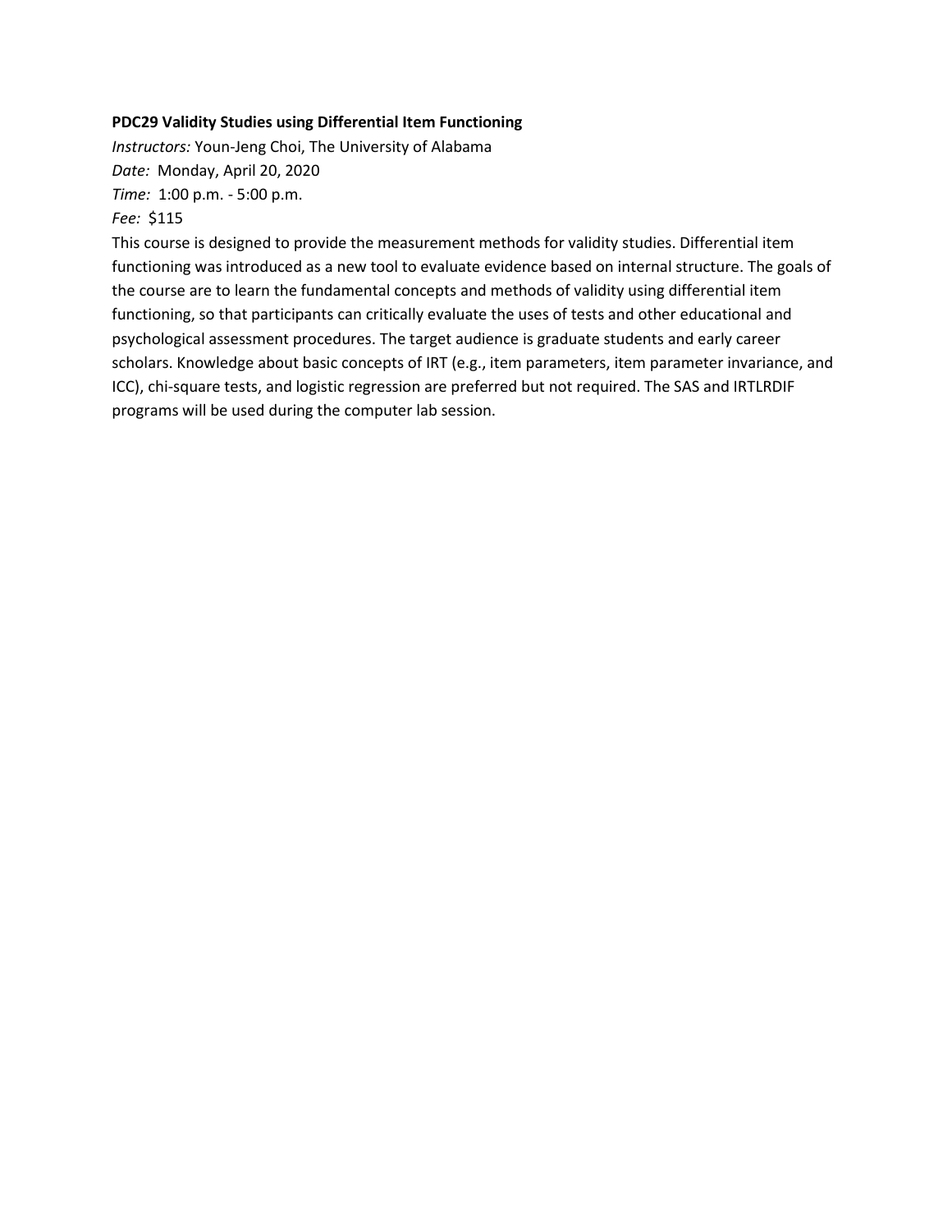**PDC29 Validity Studies using Differential Item Functioning**

*Instructors:* Youn-Jeng Choi, The University of Alabama

*Date:* Monday, April 20, 2020

*Time:* 1:00 p.m. - 5:00 p.m.

*Fee:* $115

This course is designed to provide the measurement methods for validity studies. Differential item functioning was introduced as a new tool to evaluate evidence based on internal structure. The goals of the course are to learn the fundamental concepts and methods of validity using differential item functioning, so that participants can critically evaluate the uses of tests and other educational and psychological assessment procedures. The target audience is graduate students and early career scholars. Knowledge about basic concepts of IRT (e.g., item parameters, item parameter invariance, and ICC), chi-square tests, and logistic regression are preferred but not required. The SAS and IRTLRDIF programs will be used during the computer lab session.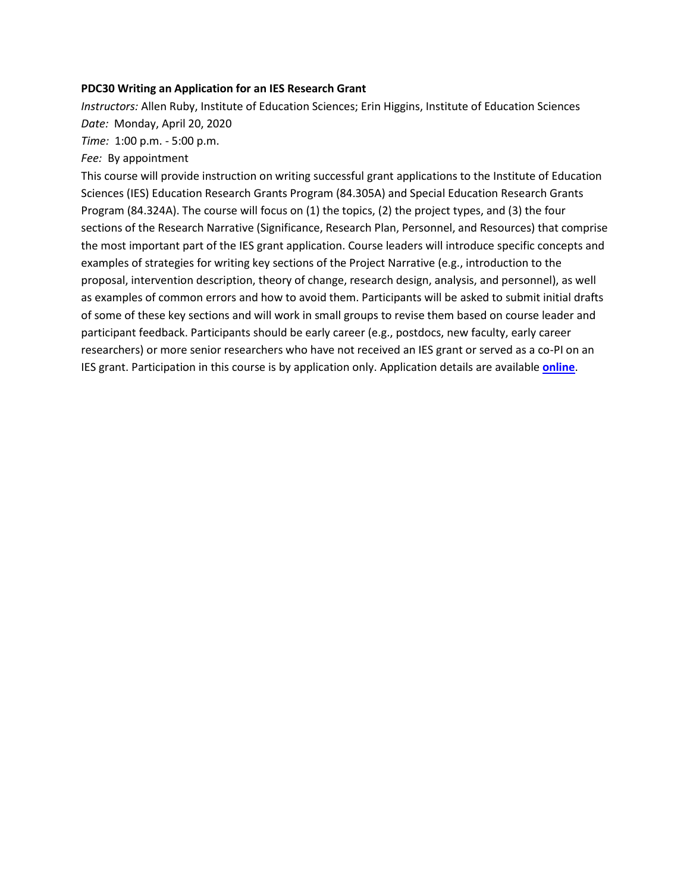**PDC30 Writing an Application for an IES Research Grant**

*Instructors:* Allen Ruby, Institute of Education Sciences; Erin Higgins, Institute of Education Sciences

*Date:* Monday, April 20, 2020

*Time:* 1:00 p.m. - 5:00 p.m.

*Fee:* By appointment

This course will provide instruction on writing successful grant applications to the Institute of Education Sciences (IES) Education Research Grants Program (84.305A) and Special Education Research Grants Program (84.324A). The course will focus on (1) the topics, (2) the project types, and (3) the four sections of the Research Narrative (Significance, Research Plan, Personnel, and Resources) that comprise the most important part of the IES grant application. Course leaders will introduce specific concepts and examples of strategies for writing key sections of the Project Narrative (e.g., introduction to the proposal, intervention description, theory of change, research design, analysis, and personnel), as well as examples of common errors and how to avoid them. Participants will be asked to submit initial drafts of some of these key sections and will work in small groups to revise them based on course leader and participant feedback. Participants should be early career (e.g., postdocs, new faculty, early career researchers) or more senior researchers who have not received an IES grant or served as a co-PI on an IES grant. Participation in this course is by application only. Application details are available **online**.